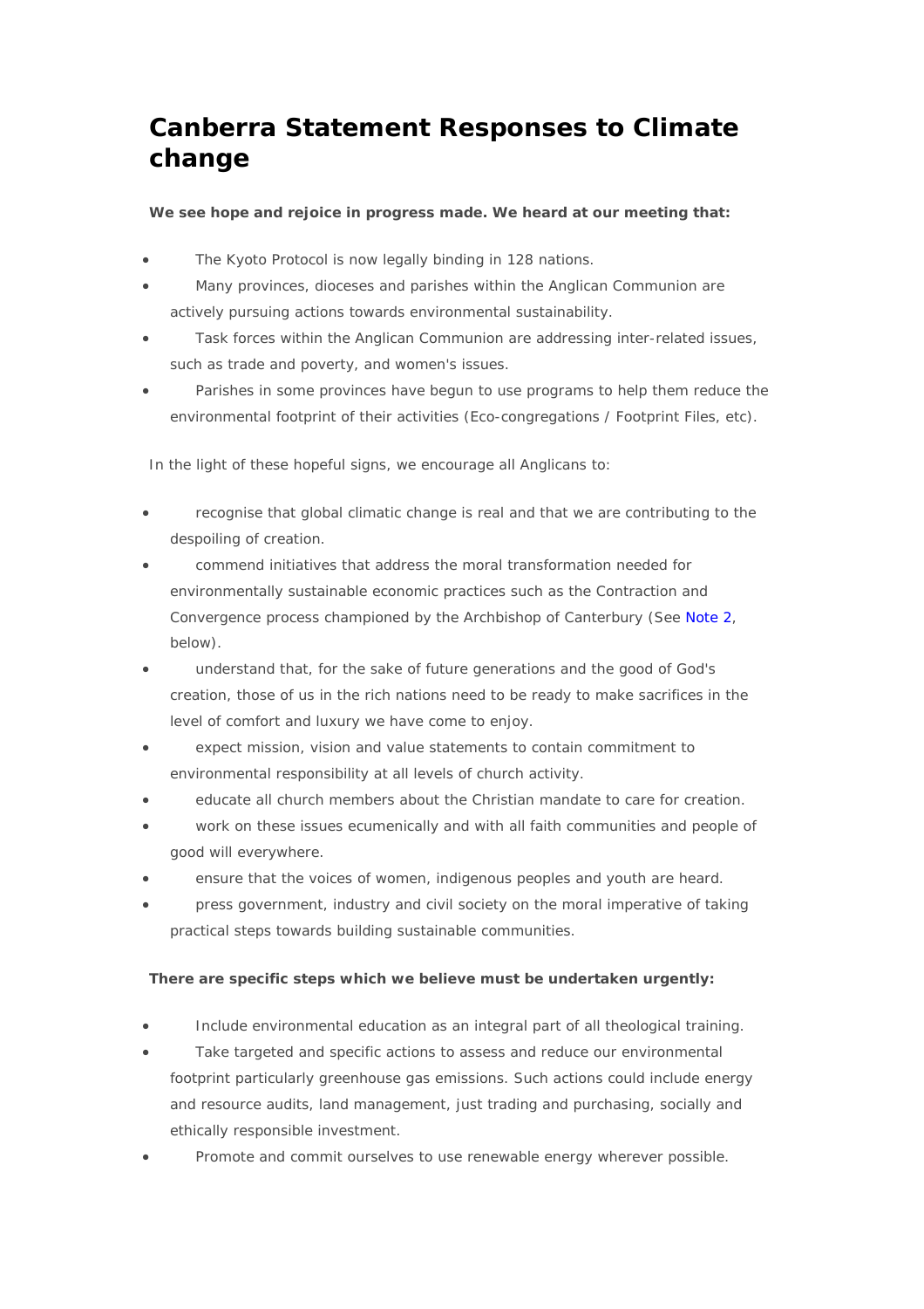# Canberra Statement Responses to Climate change

**We see hope and rejoice in progress made. We heard at our meeting that:**

- The Kyoto Protocol is now legally binding in 128 nations.
- Many provinces, dioceses and parishes within the Anglican Communion are actively pursuing actions towards environmental sustainability.
- Task forces within the Anglican Communion are addressing inter-related issues, such as trade and poverty, and women's issues.
- Parishes in some provinces have begun to use programs to help them reduce the environmental footprint of their activities (Eco-congregations / Footprint Files, etc).

In the light of these hopeful signs, we encourage all Anglicans to:

- recognise that global climatic change is real and that we are contributing to the despoiling of creation.
- commend initiatives that address the moral transformation needed for environmentally sustainable economic practices such as the Contraction and Convergence process championed by the Archbishop of Canterbury (See Note 2, below).
- understand that, for the sake of future generations and the good of God's creation, those of us in the rich nations need to be ready to make sacrifices in the level of comfort and luxury we have come to enjoy.
- expect mission, vision and value statements to contain commitment to environmental responsibility at all levels of church activity.
- educate all church members about the Christian mandate to care for creation.
- work on these issues ecumenically and with all faith communities and people of good will everywhere.
- ensure that the voices of women, indigenous peoples and youth are heard.
- press government, industry and civil society on the moral imperative of taking practical steps towards building sustainable communities.

**There are specific steps which we believe must be undertaken urgently:**

- Include environmental education as an integral part of all theological training.
- Take targeted and specific actions to assess and reduce our environmental footprint particularly greenhouse gas emissions. Such actions could include energy and resource audits, land management, just trading and purchasing, socially and ethically responsible investment.
- Promote and commit ourselves to use renewable energy wherever possible.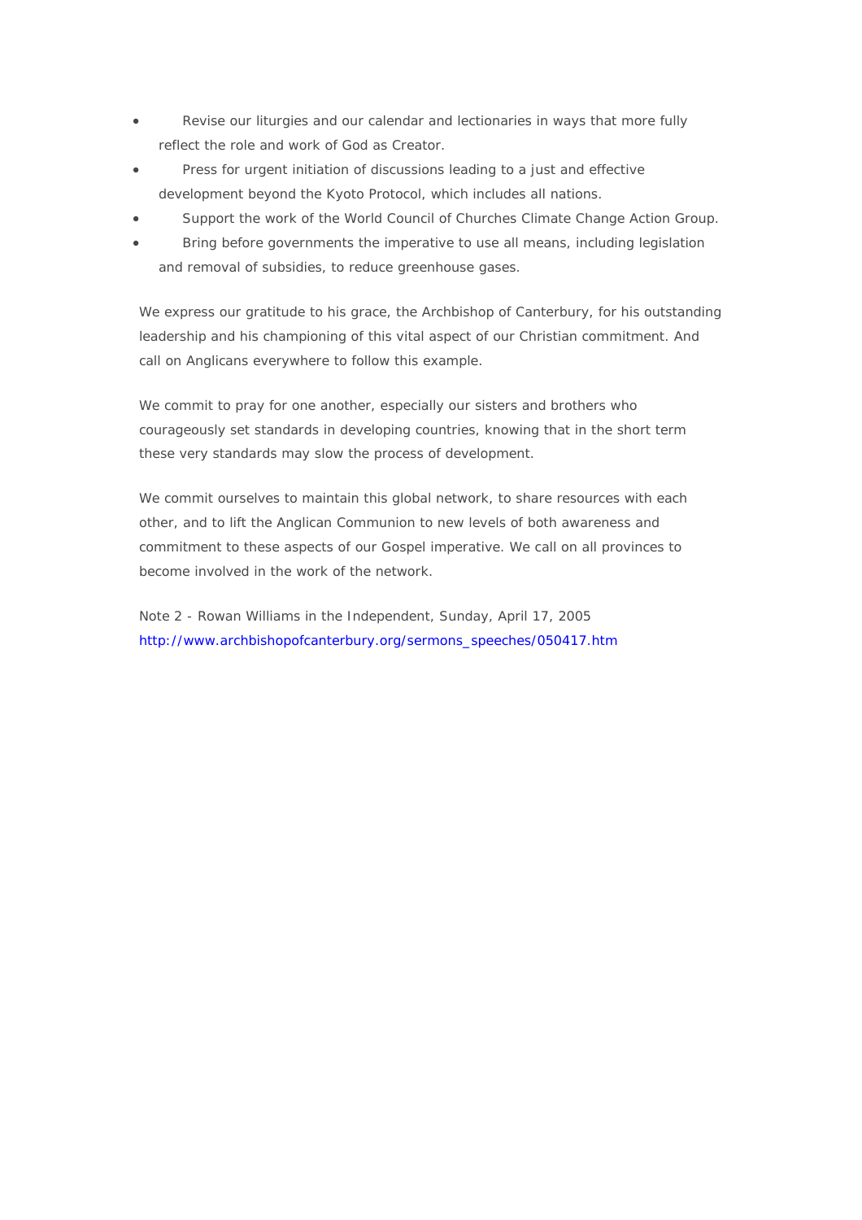- Revise our liturgies and our calendar and lectionaries in ways that more fully reflect the role and work of God as Creator.
- Press for urgent initiation of discussions leading to a just and effective development beyond the Kyoto Protocol, which includes all nations.
- Support the work of the World Council of Churches Climate Change Action Group.
- Bring before governments the imperative to use all means, including legislation and removal of subsidies, to reduce greenhouse gases.

We express our gratitude to his grace, the Archbishop of Canterbury, for his outstanding leadership and his championing of this vital aspect of our Christian commitment. And call on Anglicans everywhere to follow this example.

We commit to pray for one another, especially our sisters and brothers who courageously set standards in developing countries, knowing that in the short term these very standards may slow the process of development.

We commit ourselves to maintain this global network, to share resources with each other, and to lift the Anglican Communion to new levels of both awareness and commitment to these aspects of our Gospel imperative. We call on all provinces to become involved in the work of the network.

Note 2 - Rowan Williams in the Independent, Sunday, April 17, 2005
http://www.archbishopofcanterbury.org/sermons_speeches/050417.htm